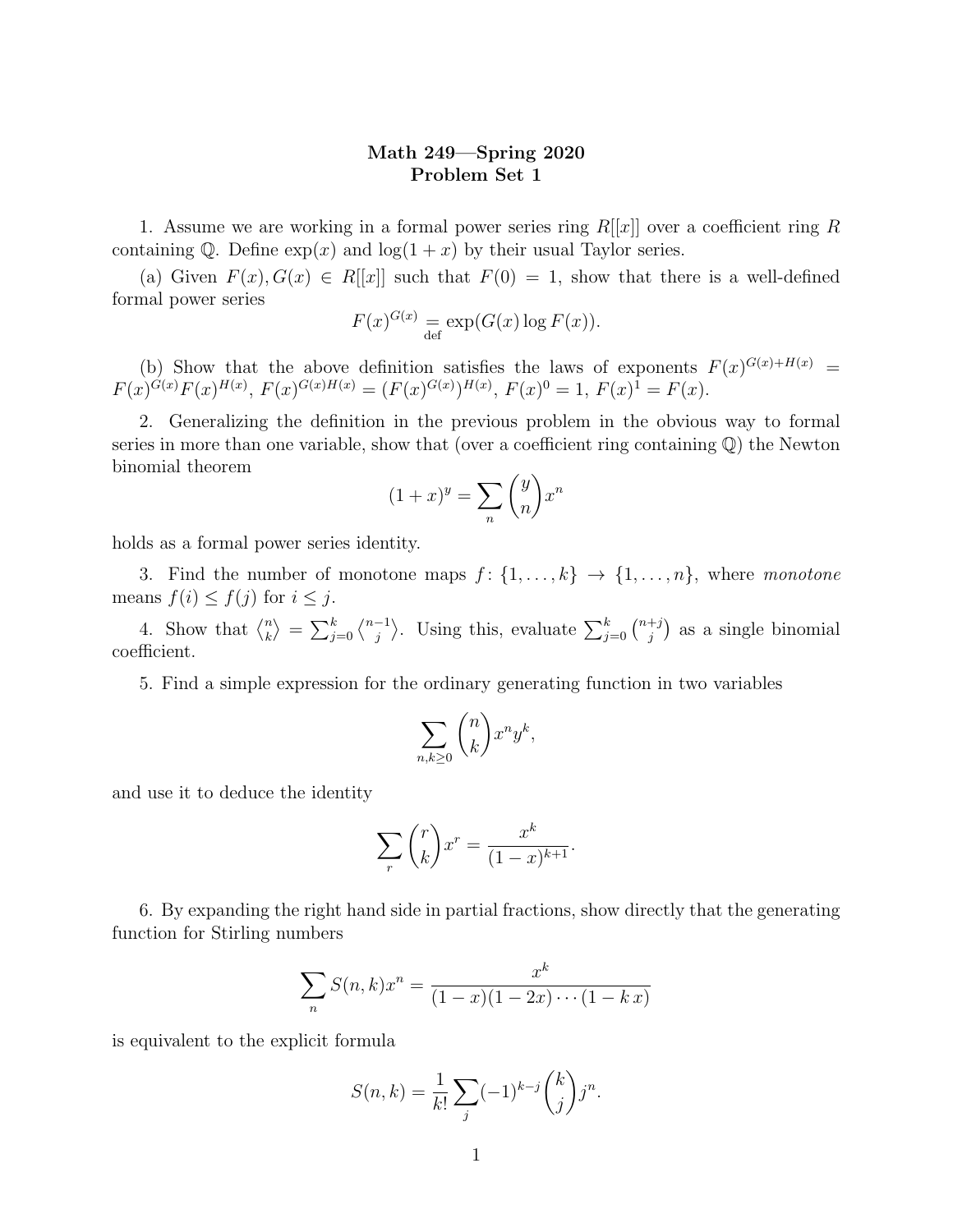# Math 249—Spring 2020
## Problem Set 1

1. Assume we are working in a formal power series ring $R[[x]]$ over a coefficient ring $R$ containing $\mathbb{Q}$. Define $\exp(x)$ and $\log(1+x)$ by their usual Taylor series.

(a) Given $F(x), G(x) \in R[[x]]$ such that $F(0) = 1$, show that there is a well-defined formal power series

$$F(x)^{G(x)} \underset{\text{def}}{=} \exp(G(x) \log F(x)).$$

(b) Show that the above definition satisfies the laws of exponents $F(x)^{G(x)+H(x)} = F(x)^{G(x)} F(x)^{H(x)}$, $F(x)^{G(x)H(x)} = (F(x)^{G(x)})^{H(x)}$, $F(x)^0 = 1$, $F(x)^1 = F(x)$.

2. Generalizing the definition in the previous problem in the obvious way to formal series in more than one variable, show that (over a coefficient ring containing $\mathbb{Q}$) the Newton binomial theorem

$$(1+x)^y = \sum_n \binom{y}{n} x^n$$

holds as a formal power series identity.

3. Find the number of monotone maps $f\colon \{1, \ldots, k\} \to \{1, \ldots, n\}$, where *monotone* means $f(i) \leq f(j)$ for $i \leq j$.

4. Show that $\left\langle {n \atop k} \right\rangle = \sum_{j=0}^{k} \left\langle {n-1 \atop j} \right\rangle$. Using this, evaluate $\sum_{j=0}^{k} \binom{n+j}{j}$ as a single binomial coefficient.

5. Find a simple expression for the ordinary generating function in two variables

$$\sum_{n,k \geq 0} \binom{n}{k} x^n y^k,$$

and use it to deduce the identity

$$\sum_r \binom{r}{k} x^r = \frac{x^k}{(1-x)^{k+1}}.$$

6. By expanding the right hand side in partial fractions, show directly that the generating function for Stirling numbers

$$\sum_n S(n,k) x^n = \frac{x^k}{(1-x)(1-2x)\cdots(1-k\,x)}$$

is equivalent to the explicit formula

$$S(n,k) = \frac{1}{k!} \sum_j (-1)^{k-j} \binom{k}{j} j^n.$$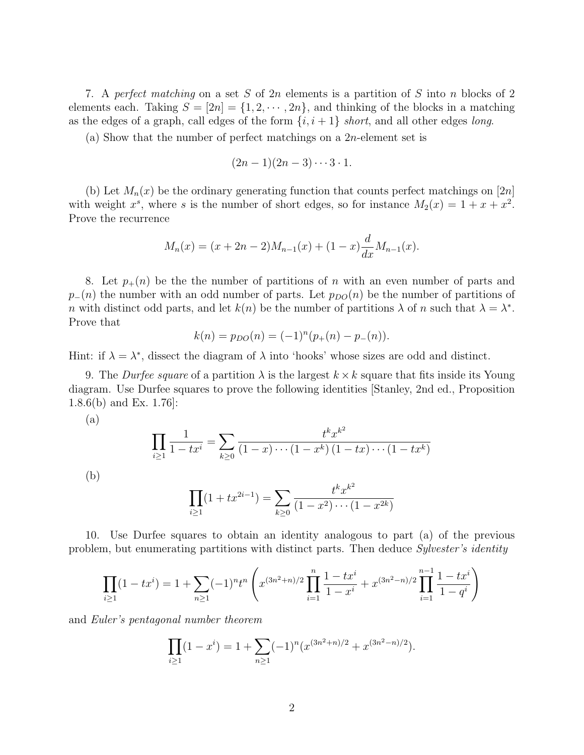7. A *perfect matching* on a set $S$ of $2n$ elements is a partition of $S$ into $n$ blocks of 2 elements each. Taking $S = [2n] = \{1, 2, \cdots, 2n\}$, and thinking of the blocks in a matching as the edges of a graph, call edges of the form $\{i, i+1\}$ *short*, and all other edges *long*.

(a) Show that the number of perfect matchings on a $2n$-element set is

$$(2n-1)(2n-3)\cdots 3\cdot 1.$$

(b) Let $M_n(x)$ be the ordinary generating function that counts perfect matchings on $[2n]$ with weight $x^s$, where $s$ is the number of short edges, so for instance $M_2(x) = 1 + x + x^2$. Prove the recurrence

$$M_n(x) = (x + 2n - 2)M_{n-1}(x) + (1-x)\frac{d}{dx}M_{n-1}(x).$$

8. Let $p_+(n)$ be the the number of partitions of $n$ with an even number of parts and $p_-(n)$ the number with an odd number of parts. Let $p_{DO}(n)$ be the number of partitions of $n$ with distinct odd parts, and let $k(n)$ be the number of partitions $\lambda$ of $n$ such that $\lambda = \lambda^*$. Prove that

$$k(n) = p_{DO}(n) = (-1)^n(p_+(n) - p_-(n)).$$

Hint: if $\lambda = \lambda^*$, dissect the diagram of $\lambda$ into 'hooks' whose sizes are odd and distinct.

9. The *Durfee square* of a partition $\lambda$ is the largest $k \times k$ square that fits inside its Young diagram. Use Durfee squares to prove the following identities [Stanley, 2nd ed., Proposition 1.8.6(b) and Ex. 1.76]:

(a)

$$\prod_{i\geq 1}\frac{1}{1-tx^i} = \sum_{k\geq 0}\frac{t^k x^{k^2}}{(1-x)\cdots(1-x^k)\,(1-tx)\cdots(1-tx^k)}$$

(b)

$$\prod_{i\geq 1}(1+tx^{2i-1}) = \sum_{k\geq 0}\frac{t^k x^{k^2}}{(1-x^2)\cdots(1-x^{2k})}$$

10. Use Durfee squares to obtain an identity analogous to part (a) of the previous problem, but enumerating partitions with distinct parts. Then deduce *Sylvester's identity*

$$\prod_{i\geq 1}(1-tx^i) = 1 + \sum_{n\geq 1}(-1)^n t^n\left(x^{(3n^2+n)/2}\prod_{i=1}^{n}\frac{1-tx^i}{1-x^i} + x^{(3n^2-n)/2}\prod_{i=1}^{n-1}\frac{1-tx^i}{1-q^i}\right)$$

and *Euler's pentagonal number theorem*

$$\prod_{i\geq 1}(1-x^i) = 1 + \sum_{n\geq 1}(-1)^n(x^{(3n^2+n)/2} + x^{(3n^2-n)/2}).$$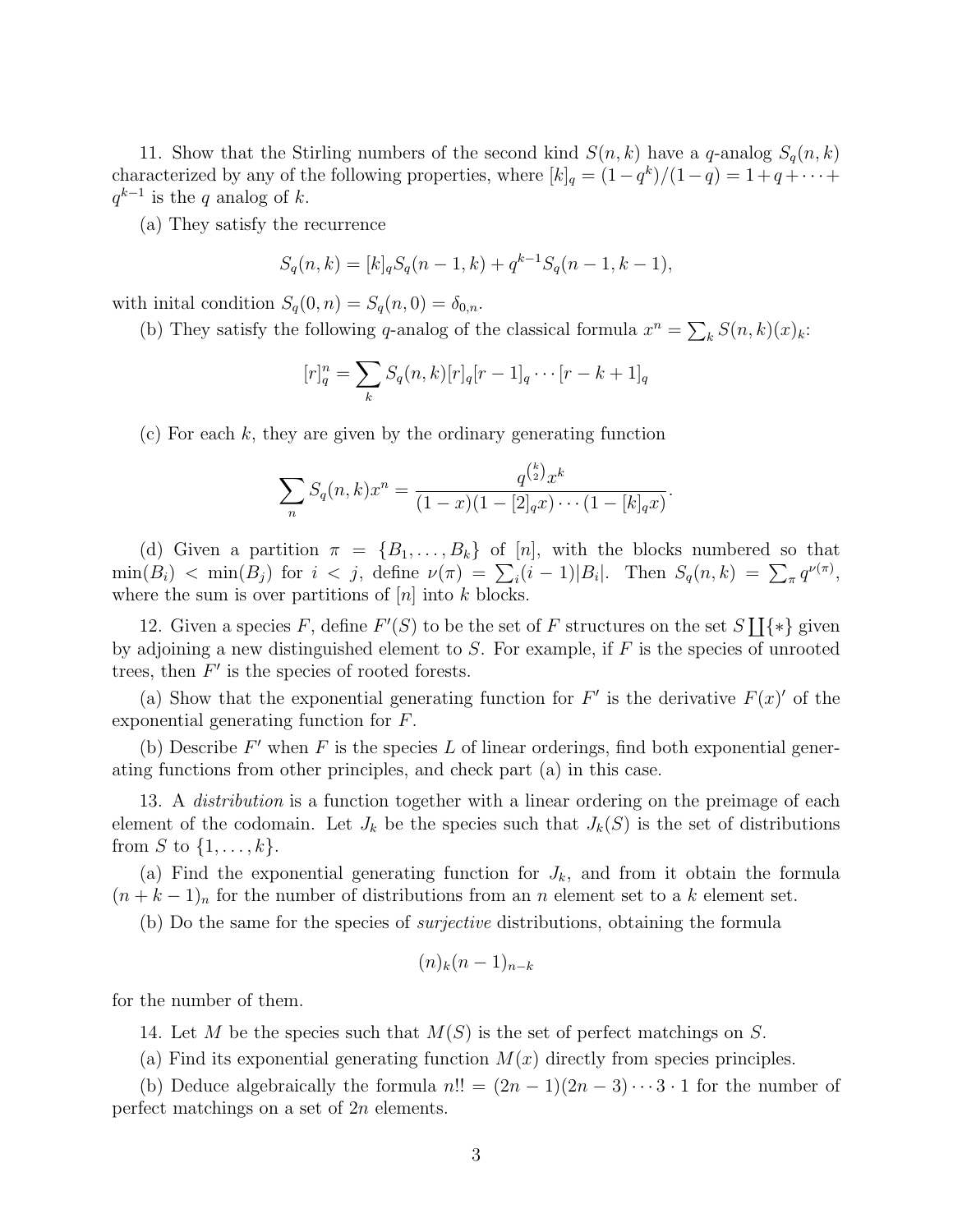11. Show that the Stirling numbers of the second kind $S(n,k)$ have a $q$-analog $S_q(n,k)$ characterized by any of the following properties, where $[k]_q = (1-q^k)/(1-q) = 1+q+\cdots+q^{k-1}$ is the $q$ analog of $k$.

(a) They satisfy the recurrence

$$S_q(n,k) = [k]_q S_q(n-1,k) + q^{k-1} S_q(n-1,k-1),$$

with inital condition $S_q(0,n) = S_q(n,0) = \delta_{0,n}$.

(b) They satisfy the following $q$-analog of the classical formula $x^n = \sum_k S(n,k)(x)_k$:

$$[r]_q^n = \sum_k S_q(n,k)[r]_q[r-1]_q \cdots [r-k+1]_q$$

(c) For each $k$, they are given by the ordinary generating function

$$\sum_n S_q(n,k)x^n = \frac{q^{\binom{k}{2}} x^k}{(1-x)(1-[2]_q x)\cdots(1-[k]_q x)}.$$

(d) Given a partition $\pi = \{B_1, \ldots, B_k\}$ of $[n]$, with the blocks numbered so that $\min(B_i) < \min(B_j)$ for $i < j$, define $\nu(\pi) = \sum_i (i-1)|B_i|$. Then $S_q(n,k) = \sum_\pi q^{\nu(\pi)}$, where the sum is over partitions of $[n]$ into $k$ blocks.

12. Given a species $F$, define $F'(S)$ to be the set of $F$ structures on the set $S \coprod \{*\}$ given by adjoining a new distinguished element to $S$. For example, if $F$ is the species of unrooted trees, then $F'$ is the species of rooted forests.

(a) Show that the exponential generating function for $F'$ is the derivative $F(x)'$ of the exponential generating function for $F$.

(b) Describe $F'$ when $F$ is the species $L$ of linear orderings, find both exponential generating functions from other principles, and check part (a) in this case.

13. A *distribution* is a function together with a linear ordering on the preimage of each element of the codomain. Let $J_k$ be the species such that $J_k(S)$ is the set of distributions from $S$ to $\{1, \ldots, k\}$.

(a) Find the exponential generating function for $J_k$, and from it obtain the formula $(n+k-1)_n$ for the number of distributions from an $n$ element set to a $k$ element set.

(b) Do the same for the species of *surjective* distributions, obtaining the formula

$$(n)_k (n-1)_{n-k}$$

for the number of them.

14. Let $M$ be the species such that $M(S)$ is the set of perfect matchings on $S$.

(a) Find its exponential generating function $M(x)$ directly from species principles.

(b) Deduce algebraically the formula $n!! = (2n-1)(2n-3)\cdots 3 \cdot 1$ for the number of perfect matchings on a set of $2n$ elements.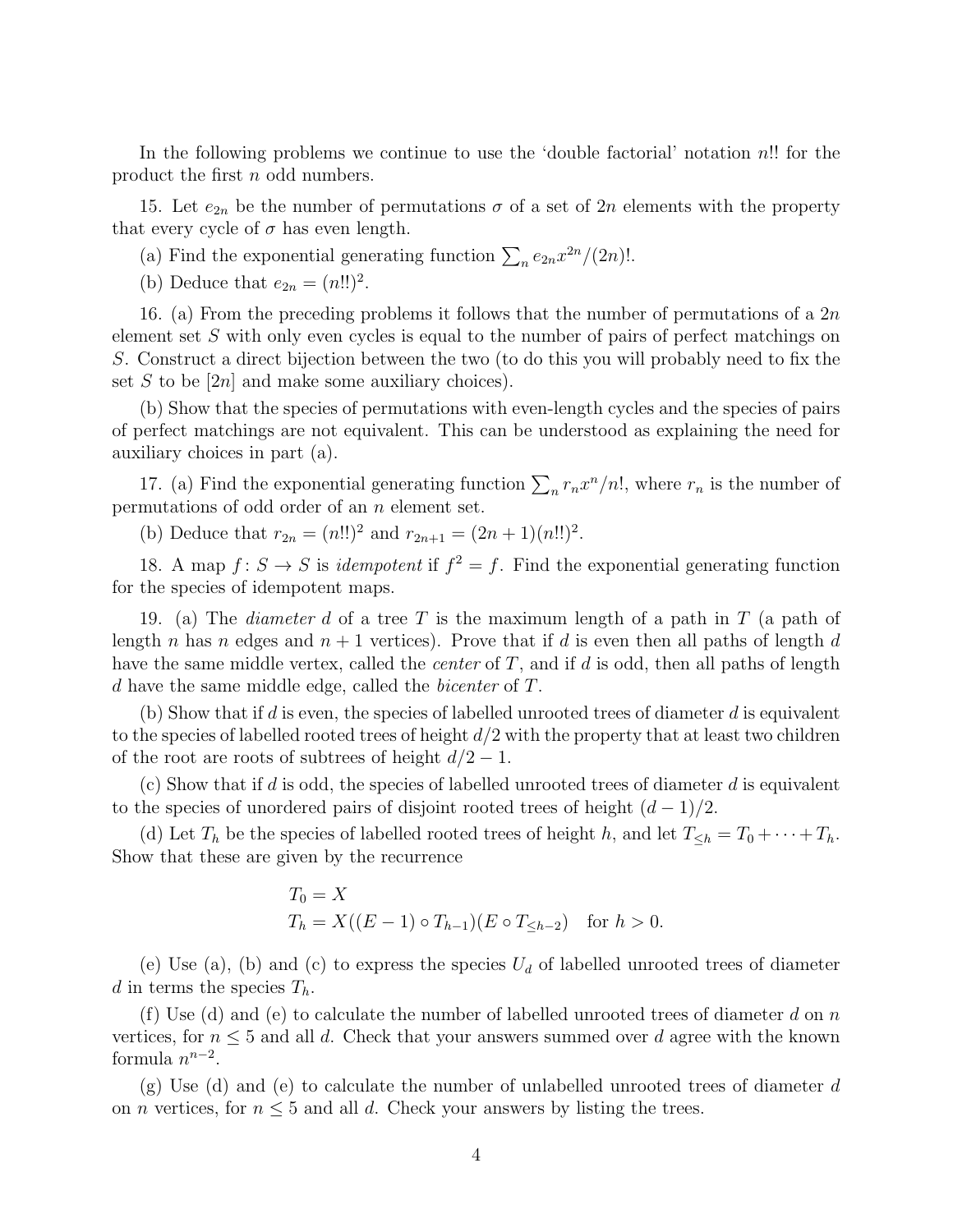In the following problems we continue to use the 'double factorial' notation $n!!$ for the product the first $n$ odd numbers.

15. Let $e_{2n}$ be the number of permutations $\sigma$ of a set of $2n$ elements with the property that every cycle of $\sigma$ has even length.

(a) Find the exponential generating function $\sum_n e_{2n} x^{2n}/(2n)!$.

(b) Deduce that $e_{2n} = (n!!)^2$.

16. (a) From the preceding problems it follows that the number of permutations of a $2n$ element set $S$ with only even cycles is equal to the number of pairs of perfect matchings on $S$. Construct a direct bijection between the two (to do this you will probably need to fix the set $S$ to be $[2n]$ and make some auxiliary choices).

(b) Show that the species of permutations with even-length cycles and the species of pairs of perfect matchings are not equivalent. This can be understood as explaining the need for auxiliary choices in part (a).

17. (a) Find the exponential generating function $\sum_n r_n x^n/n!$, where $r_n$ is the number of permutations of odd order of an $n$ element set.

(b) Deduce that $r_{2n} = (n!!)^2$ and $r_{2n+1} = (2n+1)(n!!)^2$.

18. A map $f\colon S \to S$ is *idempotent* if $f^2 = f$. Find the exponential generating function for the species of idempotent maps.

19. (a) The *diameter* $d$ of a tree $T$ is the maximum length of a path in $T$ (a path of length $n$ has $n$ edges and $n+1$ vertices). Prove that if $d$ is even then all paths of length $d$ have the same middle vertex, called the *center* of $T$, and if $d$ is odd, then all paths of length $d$ have the same middle edge, called the *bicenter* of $T$.

(b) Show that if $d$ is even, the species of labelled unrooted trees of diameter $d$ is equivalent to the species of labelled rooted trees of height $d/2$ with the property that at least two children of the root are roots of subtrees of height $d/2 - 1$.

(c) Show that if $d$ is odd, the species of labelled unrooted trees of diameter $d$ is equivalent to the species of unordered pairs of disjoint rooted trees of height $(d-1)/2$.

(d) Let $T_h$ be the species of labelled rooted trees of height $h$, and let $T_{\leq h} = T_0 + \cdots + T_h$. Show that these are given by the recurrence

$$
\begin{aligned}
T_0 &= X \\
T_h &= X((E-1) \circ T_{h-1})(E \circ T_{\leq h-2}) \quad \text{for } h > 0.
\end{aligned}
$$

(e) Use (a), (b) and (c) to express the species $U_d$ of labelled unrooted trees of diameter $d$ in terms the species $T_h$.

(f) Use (d) and (e) to calculate the number of labelled unrooted trees of diameter $d$ on $n$ vertices, for $n \leq 5$ and all $d$. Check that your answers summed over $d$ agree with the known formula $n^{n-2}$.

(g) Use (d) and (e) to calculate the number of unlabelled unrooted trees of diameter $d$ on $n$ vertices, for $n \leq 5$ and all $d$. Check your answers by listing the trees.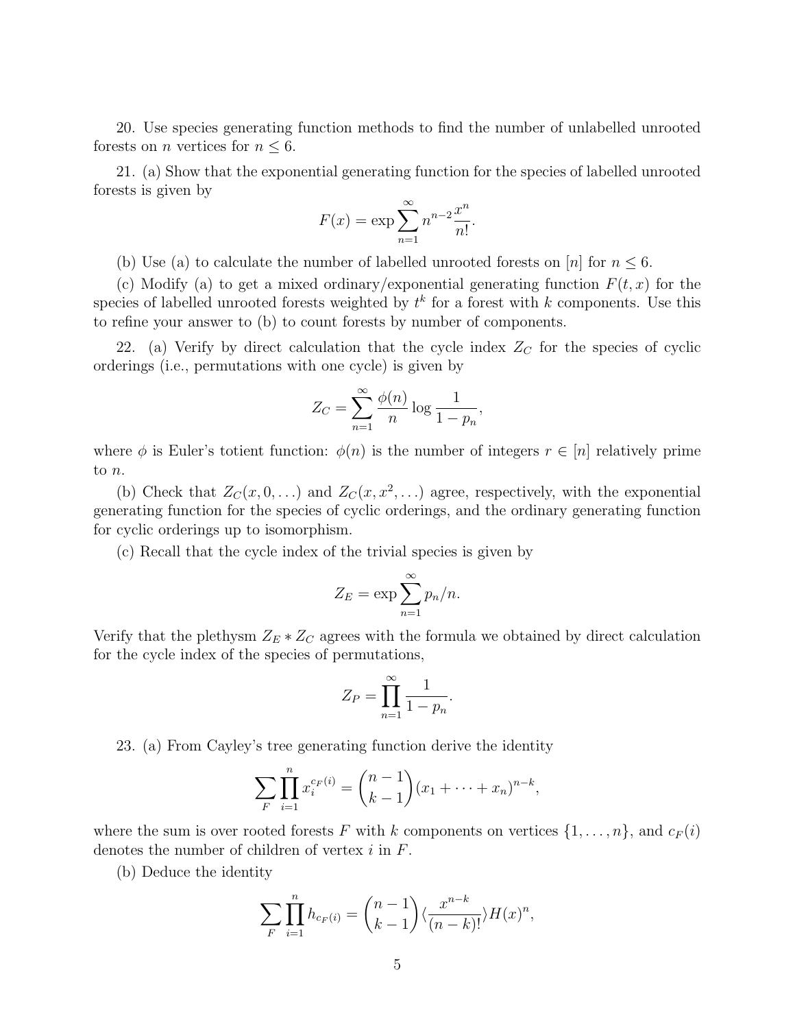20. Use species generating function methods to find the number of unlabelled unrooted forests on $n$ vertices for $n \leq 6$.

21. (a) Show that the exponential generating function for the species of labelled unrooted forests is given by

$$F(x) = \exp \sum_{n=1}^{\infty} n^{n-2} \frac{x^n}{n!}.$$

(b) Use (a) to calculate the number of labelled unrooted forests on $[n]$ for $n \leq 6$.

(c) Modify (a) to get a mixed ordinary/exponential generating function $F(t, x)$ for the species of labelled unrooted forests weighted by $t^k$ for a forest with $k$ components. Use this to refine your answer to (b) to count forests by number of components.

22. (a) Verify by direct calculation that the cycle index $Z_C$ for the species of cyclic orderings (i.e., permutations with one cycle) is given by

$$Z_C = \sum_{n=1}^{\infty} \frac{\phi(n)}{n} \log \frac{1}{1 - p_n},$$

where $\phi$ is Euler's totient function: $\phi(n)$ is the number of integers $r \in [n]$ relatively prime to $n$.

(b) Check that $Z_C(x, 0, \ldots)$ and $Z_C(x, x^2, \ldots)$ agree, respectively, with the exponential generating function for the species of cyclic orderings, and the ordinary generating function for cyclic orderings up to isomorphism.

(c) Recall that the cycle index of the trivial species is given by

$$Z_E = \exp \sum_{n=1}^{\infty} p_n/n.$$

Verify that the plethysm $Z_E * Z_C$ agrees with the formula we obtained by direct calculation for the cycle index of the species of permutations,

$$Z_P = \prod_{n=1}^{\infty} \frac{1}{1 - p_n}.$$

23. (a) From Cayley's tree generating function derive the identity

$$\sum_F \prod_{i=1}^{n} x_i^{c_F(i)} = \binom{n-1}{k-1} (x_1 + \cdots + x_n)^{n-k},$$

where the sum is over rooted forests $F$ with $k$ components on vertices $\{1, \ldots, n\}$, and $c_F(i)$ denotes the number of children of vertex $i$ in $F$.

(b) Deduce the identity

$$\sum_F \prod_{i=1}^{n} h_{c_F(i)} = \binom{n-1}{k-1} \langle \frac{x^{n-k}}{(n-k)!} \rangle H(x)^n,$$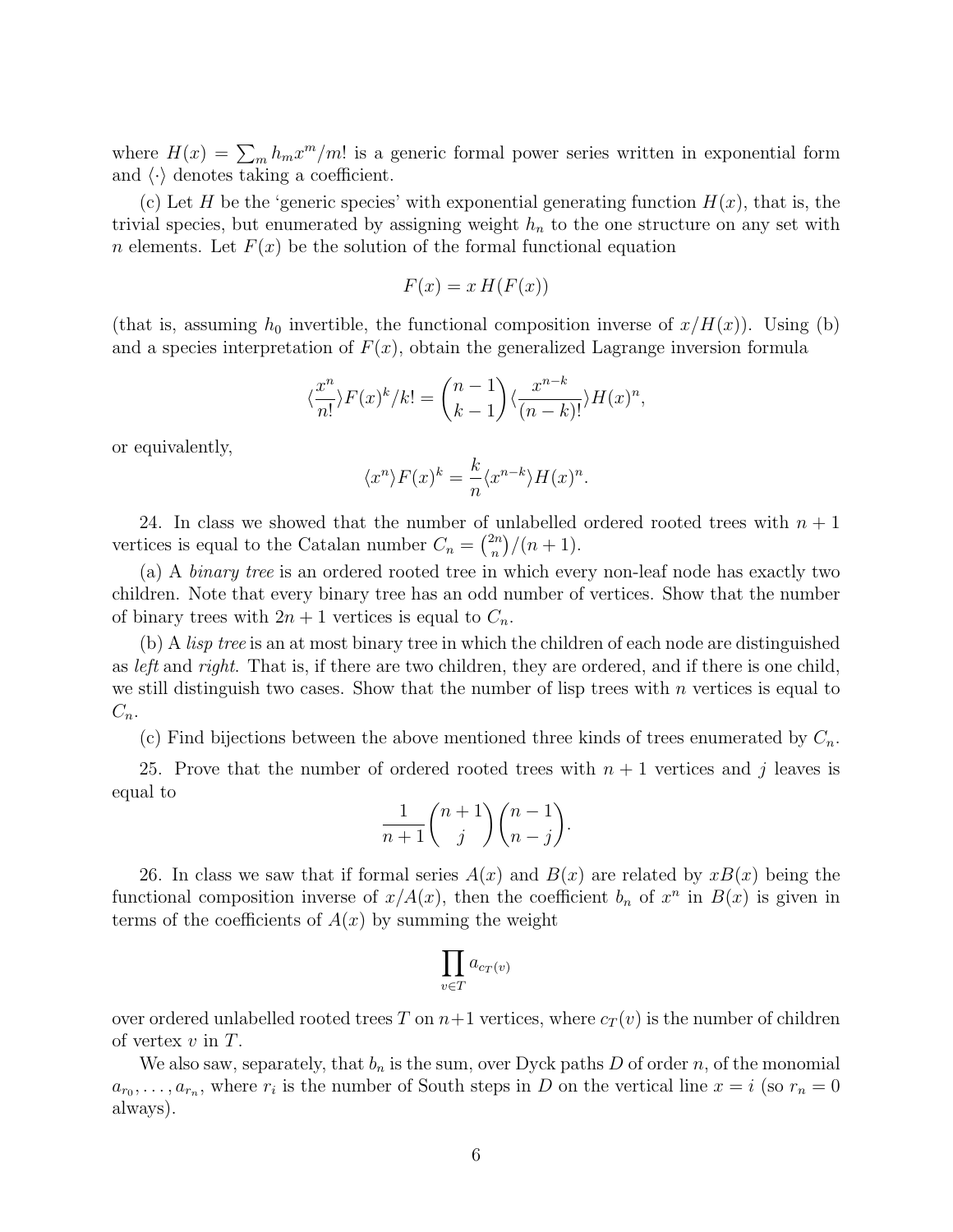where $H(x) = \sum_m h_m x^m/m!$ is a generic formal power series written in exponential form and $\langle\cdot\rangle$ denotes taking a coefficient.

(c) Let $H$ be the 'generic species' with exponential generating function $H(x)$, that is, the trivial species, but enumerated by assigning weight $h_n$ to the one structure on any set with $n$ elements. Let $F(x)$ be the solution of the formal functional equation

$$F(x) = x\, H(F(x))$$

(that is, assuming $h_0$ invertible, the functional composition inverse of $x/H(x)$). Using (b) and a species interpretation of $F(x)$, obtain the generalized Lagrange inversion formula

$$\langle \frac{x^n}{n!} \rangle F(x)^k/k! = \binom{n-1}{k-1} \langle \frac{x^{n-k}}{(n-k)!} \rangle H(x)^n,$$

or equivalently,

$$\langle x^n \rangle F(x)^k = \frac{k}{n} \langle x^{n-k} \rangle H(x)^n.$$

24. In class we showed that the number of unlabelled ordered rooted trees with $n+1$ vertices is equal to the Catalan number $C_n = \binom{2n}{n}/(n+1)$.

(a) A *binary tree* is an ordered rooted tree in which every non-leaf node has exactly two children. Note that every binary tree has an odd number of vertices. Show that the number of binary trees with $2n+1$ vertices is equal to $C_n$.

(b) A *lisp tree* is an at most binary tree in which the children of each node are distinguished as *left* and *right*. That is, if there are two children, they are ordered, and if there is one child, we still distinguish two cases. Show that the number of lisp trees with $n$ vertices is equal to $C_n$.

(c) Find bijections between the above mentioned three kinds of trees enumerated by $C_n$.

25. Prove that the number of ordered rooted trees with $n+1$ vertices and $j$ leaves is equal to

$$\frac{1}{n+1}\binom{n+1}{j}\binom{n-1}{n-j}.$$

26. In class we saw that if formal series $A(x)$ and $B(x)$ are related by $xB(x)$ being the functional composition inverse of $x/A(x)$, then the coefficient $b_n$ of $x^n$ in $B(x)$ is given in terms of the coefficients of $A(x)$ by summing the weight

$$\prod_{v \in T} a_{c_T(v)}$$

over ordered unlabelled rooted trees $T$ on $n+1$ vertices, where $c_T(v)$ is the number of children of vertex $v$ in $T$.

We also saw, separately, that $b_n$ is the sum, over Dyck paths $D$ of order $n$, of the monomial $a_{r_0}, \ldots, a_{r_n}$, where $r_i$ is the number of South steps in $D$ on the vertical line $x = i$ (so $r_n = 0$ always).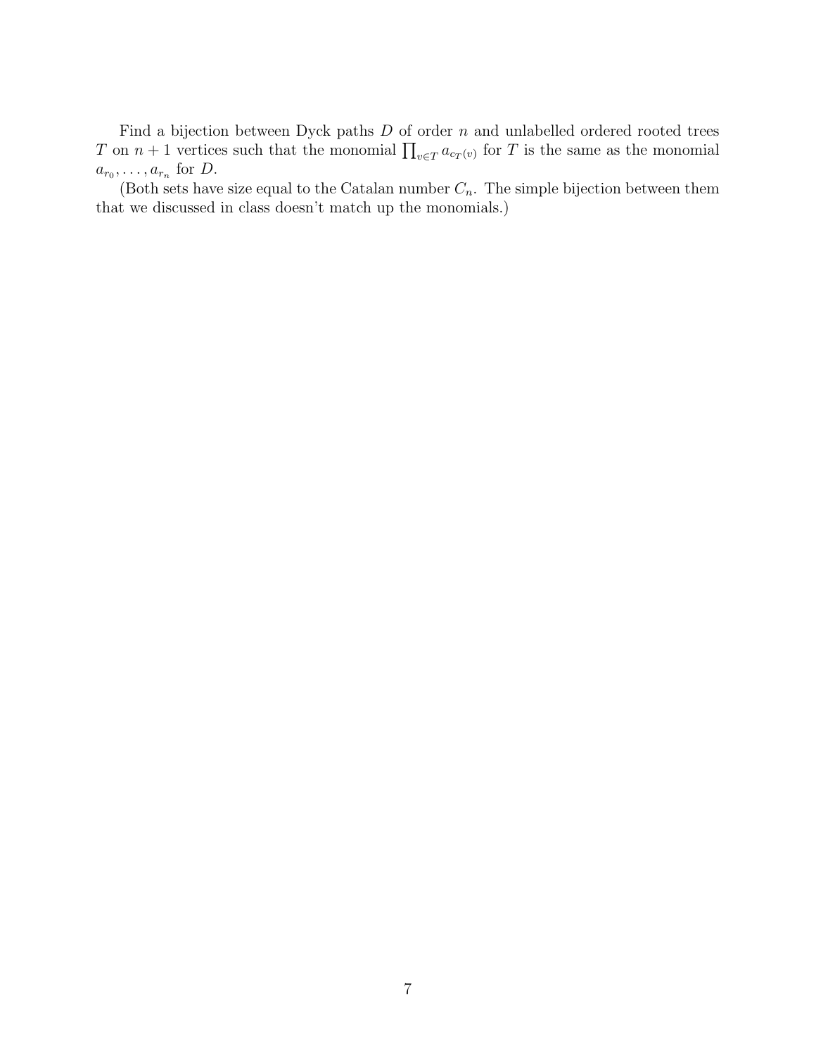Find a bijection between Dyck paths $D$ of order $n$ and unlabelled ordered rooted trees $T$ on $n+1$ vertices such that the monomial $\prod_{v \in T} a_{c_T(v)}$ for $T$ is the same as the monomial $a_{r_0}, \ldots, a_{r_n}$ for $D$.

(Both sets have size equal to the Catalan number $C_n$. The simple bijection between them that we discussed in class doesn't match up the monomials.)